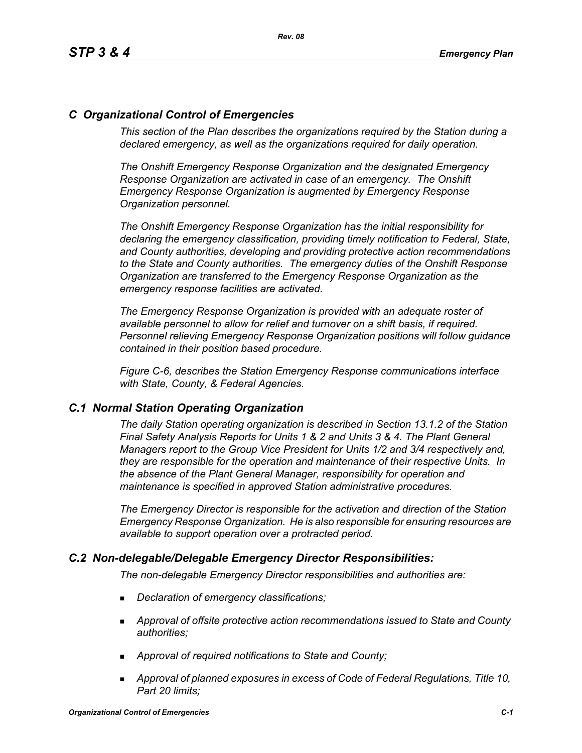## *C Organizational Control of Emergencies*

*This section of the Plan describes the organizations required by the Station during a declared emergency, as well as the organizations required for daily operation.*

*The Onshift Emergency Response Organization and the designated Emergency Response Organization are activated in case of an emergency. The Onshift Emergency Response Organization is augmented by Emergency Response Organization personnel.*

*The Onshift Emergency Response Organization has the initial responsibility for declaring the emergency classification, providing timely notification to Federal, State, and County authorities, developing and providing protective action recommendations to the State and County authorities. The emergency duties of the Onshift Response Organization are transferred to the Emergency Response Organization as the emergency response facilities are activated.*

*The Emergency Response Organization is provided with an adequate roster of available personnel to allow for relief and turnover on a shift basis, if required. Personnel relieving Emergency Response Organization positions will follow guidance contained in their position based procedure.*

*Figure C-6, describes the Station Emergency Response communications interface with State, County, & Federal Agencies.*

### *C.1 Normal Station Operating Organization*

*The daily Station operating organization is described in Section 13.1.2 of the Station Final Safety Analysis Reports for Units 1 & 2 and Units 3 & 4. The Plant General Managers report to the Group Vice President for Units 1/2 and 3/4 respectively and, they are responsible for the operation and maintenance of their respective Units. In the absence of the Plant General Manager, responsibility for operation and maintenance is specified in approved Station administrative procedures.*

*The Emergency Director is responsible for the activation and direction of the Station Emergency Response Organization. He is also responsible for ensuring resources are available to support operation over a protracted period.*

### *C.2 Non-delegable/Delegable Emergency Director Responsibilities:*

*The non-delegable Emergency Director responsibilities and authorities are:*

- *Declaration of emergency classifications;*
- *Approval of offsite protective action recommendations issued to State and County authorities;*
- *Approval of required notifications to State and County;*
- *Approval of planned exposures in excess of Code of Federal Regulations, Title 10, Part 20 limits;*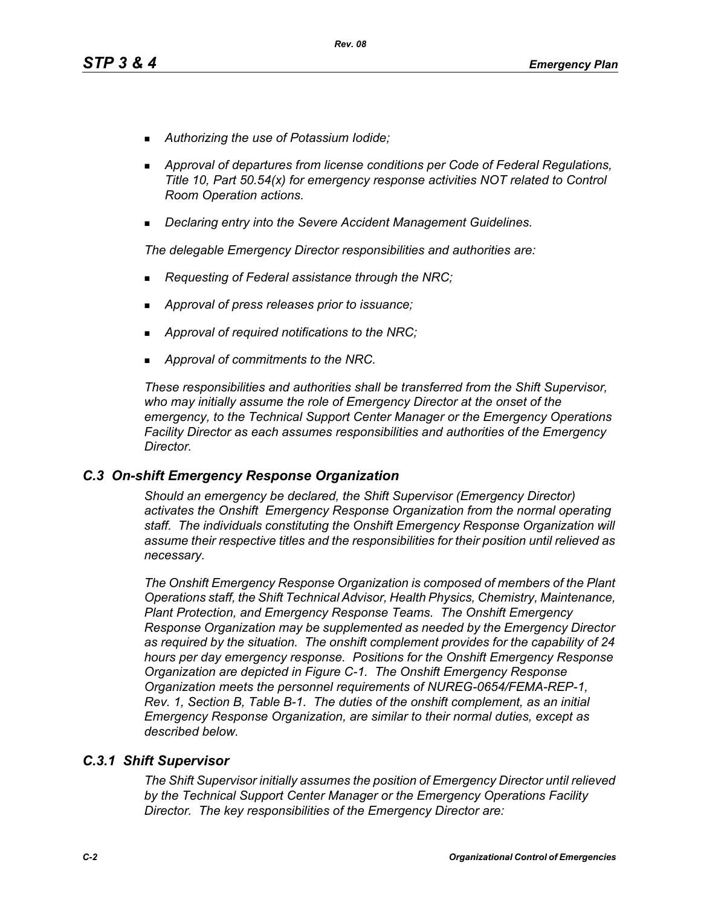- *Authorizing the use of Potassium Iodide;*
- *Approval of departures from license conditions per Code of Federal Regulations, Title 10, Part 50.54(x) for emergency response activities NOT related to Control Room Operation actions.*
- *Declaring entry into the Severe Accident Management Guidelines.*

*The delegable Emergency Director responsibilities and authorities are:*

- *Requesting of Federal assistance through the NRC;*
- *Approval of press releases prior to issuance;*
- *Approval of required notifications to the NRC;*
- *Approval of commitments to the NRC.*

*These responsibilities and authorities shall be transferred from the Shift Supervisor, who may initially assume the role of Emergency Director at the onset of the emergency, to the Technical Support Center Manager or the Emergency Operations Facility Director as each assumes responsibilities and authorities of the Emergency Director.*

## *C.3 On-shift Emergency Response Organization*

*Should an emergency be declared, the Shift Supervisor (Emergency Director) activates the Onshift Emergency Response Organization from the normal operating staff. The individuals constituting the Onshift Emergency Response Organization will assume their respective titles and the responsibilities for their position until relieved as necessary.*

*The Onshift Emergency Response Organization is composed of members of the Plant Operations staff, the Shift Technical Advisor, Health Physics, Chemistry, Maintenance, Plant Protection, and Emergency Response Teams. The Onshift Emergency Response Organization may be supplemented as needed by the Emergency Director as required by the situation. The onshift complement provides for the capability of 24 hours per day emergency response. Positions for the Onshift Emergency Response Organization are depicted in Figure C-1. The Onshift Emergency Response Organization meets the personnel requirements of NUREG-0654/FEMA-REP-1, Rev. 1, Section B, Table B-1. The duties of the onshift complement, as an initial Emergency Response Organization, are similar to their normal duties, except as described below.*

### *C.3.1 Shift Supervisor*

*The Shift Supervisor initially assumes the position of Emergency Director until relieved by the Technical Support Center Manager or the Emergency Operations Facility Director. The key responsibilities of the Emergency Director are:*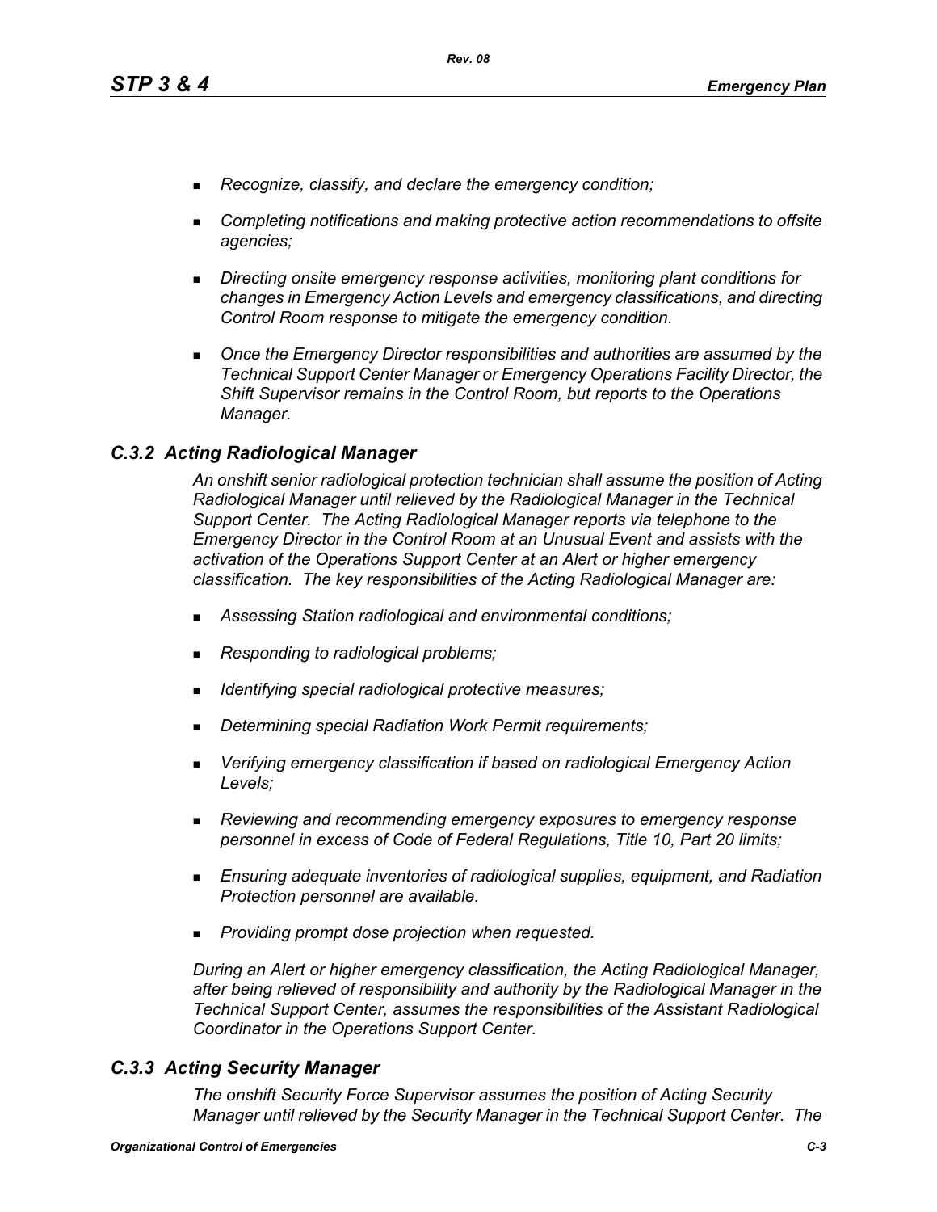- *Recognize, classify, and declare the emergency condition;*
- *Completing notifications and making protective action recommendations to offsite agencies;*
- *Directing onsite emergency response activities, monitoring plant conditions for changes in Emergency Action Levels and emergency classifications, and directing Control Room response to mitigate the emergency condition.*
- *Once the Emergency Director responsibilities and authorities are assumed by the Technical Support Center Manager or Emergency Operations Facility Director, the Shift Supervisor remains in the Control Room, but reports to the Operations Manager.*

### *C.3.2 Acting Radiological Manager*

*An onshift senior radiological protection technician shall assume the position of Acting Radiological Manager until relieved by the Radiological Manager in the Technical Support Center. The Acting Radiological Manager reports via telephone to the Emergency Director in the Control Room at an Unusual Event and assists with the activation of the Operations Support Center at an Alert or higher emergency classification. The key responsibilities of the Acting Radiological Manager are:*

- *Assessing Station radiological and environmental conditions;*
- *Responding to radiological problems;*
- *Identifying special radiological protective measures;*
- *Determining special Radiation Work Permit requirements;*
- *Verifying emergency classification if based on radiological Emergency Action Levels;*
- *Reviewing and recommending emergency exposures to emergency response personnel in excess of Code of Federal Regulations, Title 10, Part 20 limits;*
- *Ensuring adequate inventories of radiological supplies, equipment, and Radiation Protection personnel are available.*
- *Providing prompt dose projection when requested.*

*During an Alert or higher emergency classification, the Acting Radiological Manager, after being relieved of responsibility and authority by the Radiological Manager in the Technical Support Center, assumes the responsibilities of the Assistant Radiological Coordinator in the Operations Support Center.*

### *C.3.3 Acting Security Manager*

*The onshift Security Force Supervisor assumes the position of Acting Security Manager until relieved by the Security Manager in the Technical Support Center. The*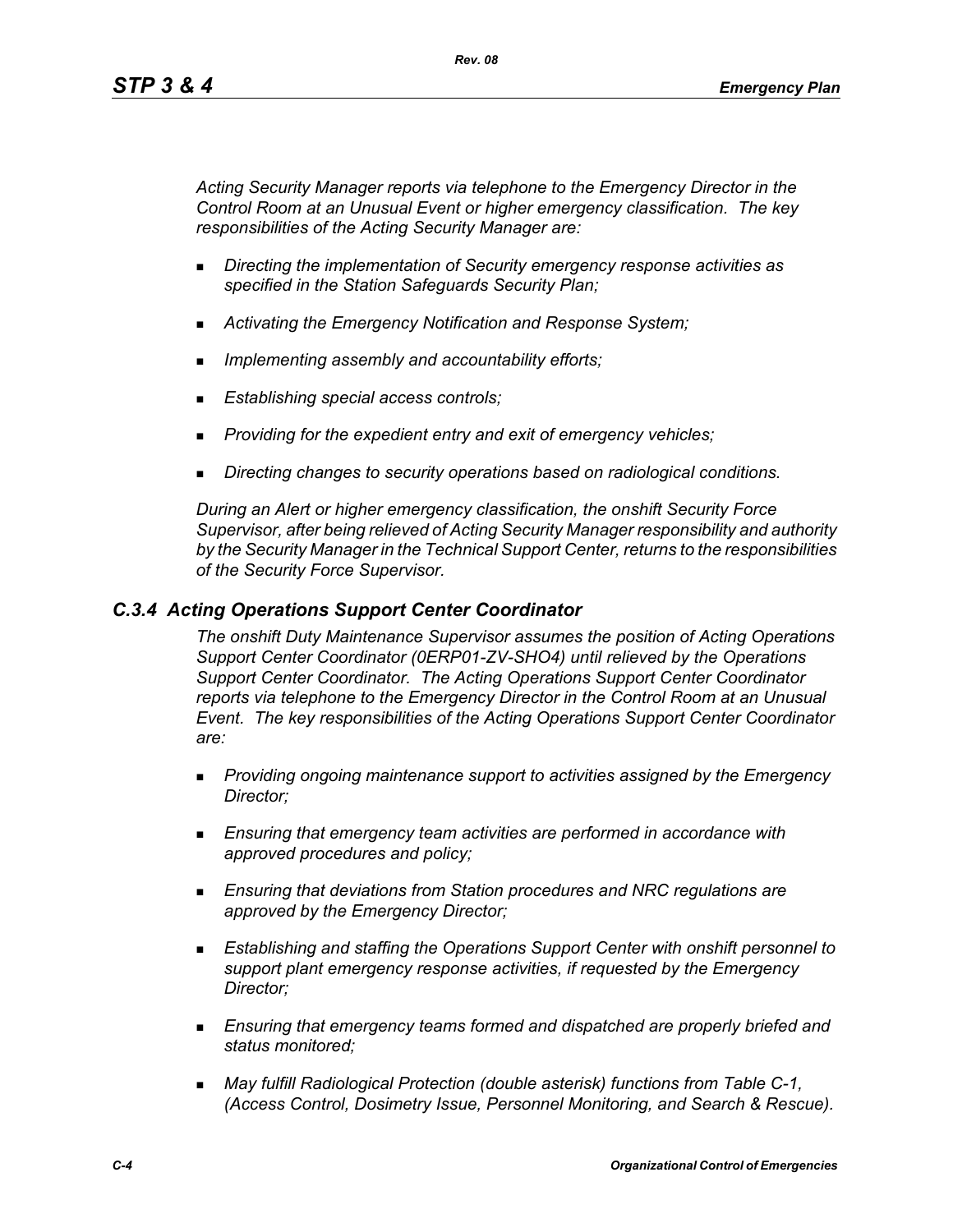*Acting Security Manager reports via telephone to the Emergency Director in the Control Room at an Unusual Event or higher emergency classification. The key responsibilities of the Acting Security Manager are:*

- *Directing the implementation of Security emergency response activities as specified in the Station Safeguards Security Plan;*
- *Activating the Emergency Notification and Response System;*
- *Implementing assembly and accountability efforts;*
- *Establishing special access controls;*
- *Providing for the expedient entry and exit of emergency vehicles;*
- *Directing changes to security operations based on radiological conditions.*

*During an Alert or higher emergency classification, the onshift Security Force Supervisor, after being relieved of Acting Security Manager responsibility and authority by the Security Manager in the Technical Support Center, returns to the responsibilities of the Security Force Supervisor.*

### *C.3.4 Acting Operations Support Center Coordinator*

*The onshift Duty Maintenance Supervisor assumes the position of Acting Operations Support Center Coordinator (0ERP01-ZV-SHO4) until relieved by the Operations Support Center Coordinator. The Acting Operations Support Center Coordinator reports via telephone to the Emergency Director in the Control Room at an Unusual Event. The key responsibilities of the Acting Operations Support Center Coordinator are:*

- *Providing ongoing maintenance support to activities assigned by the Emergency Director;*
- *Ensuring that emergency team activities are performed in accordance with approved procedures and policy;*
- *Ensuring that deviations from Station procedures and NRC regulations are approved by the Emergency Director;*
- *Establishing and staffing the Operations Support Center with onshift personnel to support plant emergency response activities, if requested by the Emergency Director;*
- *Ensuring that emergency teams formed and dispatched are properly briefed and status monitored;*
- *May fulfill Radiological Protection (double asterisk) functions from Table C-1, (Access Control, Dosimetry Issue, Personnel Monitoring, and Search & Rescue).*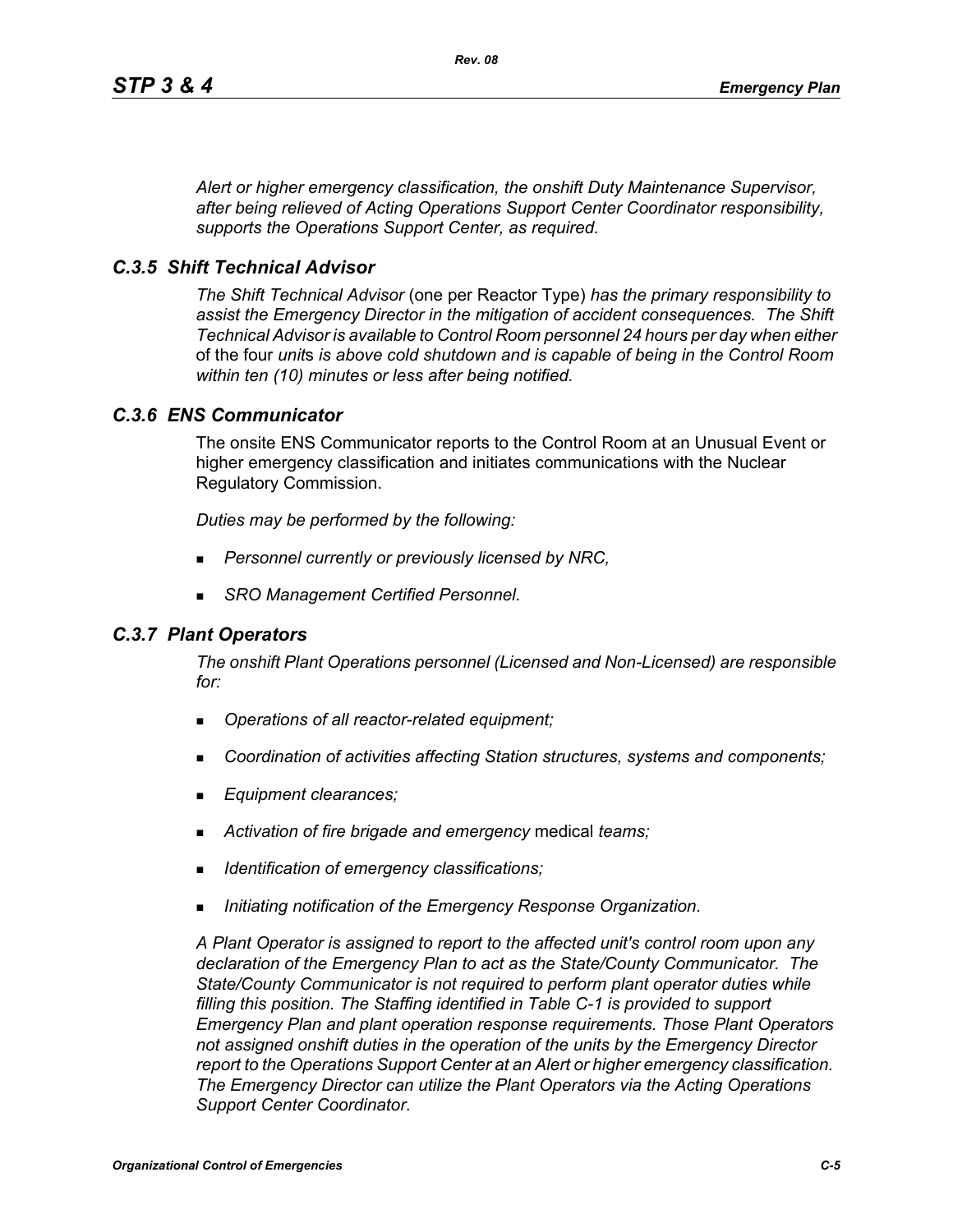*Alert or higher emergency classification, the onshift Duty Maintenance Supervisor, after being relieved of Acting Operations Support Center Coordinator responsibility, supports the Operations Support Center, as required.*

### *C.3.5 Shift Technical Advisor*

*The Shift Technical Advisor* (one per Reactor Type) *has the primary responsibility to assist the Emergency Director in the mitigation of accident consequences. The Shift Technical Advisor is available to Control Room personnel 24 hours per day when either* of the four *unit*s *is above cold shutdown and is capable of being in the Control Room within ten (10) minutes or less after being notified.*

### *C.3.6 ENS Communicator*

The onsite ENS Communicator reports to the Control Room at an Unusual Event or higher emergency classification and initiates communications with the Nuclear Regulatory Commission.

*Duties may be performed by the following:*

- *Personnel currently or previously licensed by NRC,*
- *SRO Management Certified Personnel.*

### *C.3.7 Plant Operators*

*The onshift Plant Operations personnel (Licensed and Non-Licensed) are responsible for:*

- *Operations of all reactor-related equipment;*
- *Coordination of activities affecting Station structures, systems and components;*
- *Equipment clearances;*
- *Activation of fire brigade and emergency* medical *teams;*
- *Identification of emergency classifications;*
- *Initiating notification of the Emergency Response Organization.*

*A Plant Operator is assigned to report to the affected unit's control room upon any declaration of the Emergency Plan to act as the State/County Communicator. The State/County Communicator is not required to perform plant operator duties while filling this position. The Staffing identified in Table C-1 is provided to support Emergency Plan and plant operation response requirements. Those Plant Operators not assigned onshift duties in the operation of the units by the Emergency Director report to the Operations Support Center at an Alert or higher emergency classification. The Emergency Director can utilize the Plant Operators via the Acting Operations Support Center Coordinator.*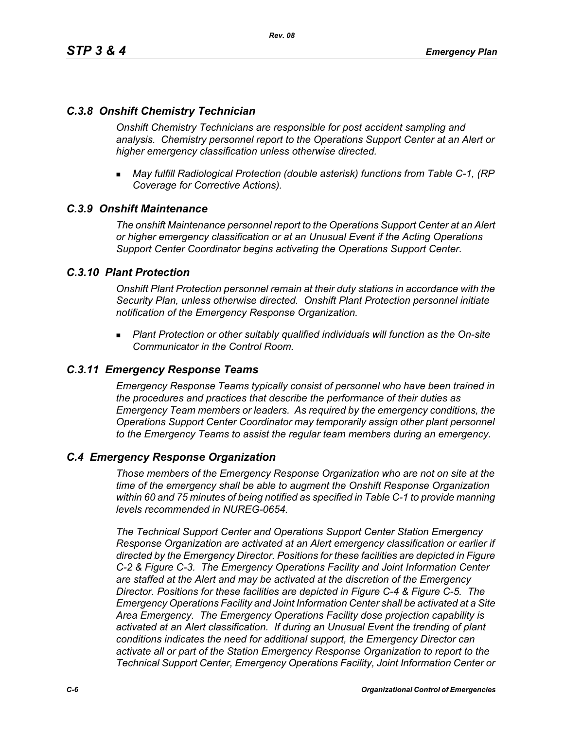### *C.3.8 Onshift Chemistry Technician*

*Onshift Chemistry Technicians are responsible for post accident sampling and analysis. Chemistry personnel report to the Operations Support Center at an Alert or higher emergency classification unless otherwise directed.*

- *May fulfill Radiological Protection (double asterisk) functions from Table C-1, (RP Coverage for Corrective Actions).*

### *C.3.9 Onshift Maintenance*

*The onshift Maintenance personnel report to the Operations Support Center at an Alert or higher emergency classification or at an Unusual Event if the Acting Operations Support Center Coordinator begins activating the Operations Support Center.*

### *C.3.10 Plant Protection*

*Onshift Plant Protection personnel remain at their duty stations in accordance with the Security Plan, unless otherwise directed. Onshift Plant Protection personnel initiate notification of the Emergency Response Organization.*

- *Plant Protection or other suitably qualified individuals will function as the On-site Communicator in the Control Room.*

### *C.3.11 Emergency Response Teams*

*Emergency Response Teams typically consist of personnel who have been trained in the procedures and practices that describe the performance of their duties as Emergency Team members or leaders. As required by the emergency conditions, the Operations Support Center Coordinator may temporarily assign other plant personnel to the Emergency Teams to assist the regular team members during an emergency.*

## *C.4 Emergency Response Organization*

*Those members of the Emergency Response Organization who are not on site at the time of the emergency shall be able to augment the Onshift Response Organization within 60 and 75 minutes of being notified as specified in Table C-1 to provide manning levels recommended in NUREG-0654.*

*The Technical Support Center and Operations Support Center Station Emergency Response Organization are activated at an Alert emergency classification or earlier if directed by the Emergency Director. Positions for these facilities are depicted in Figure C-2 & Figure C-3. The Emergency Operations Facility and Joint Information Center are staffed at the Alert and may be activated at the discretion of the Emergency Director. Positions for these facilities are depicted in Figure C-4 & Figure C-5. The Emergency Operations Facility and Joint Information Center shall be activated at a Site Area Emergency. The Emergency Operations Facility dose projection capability is activated at an Alert classification. If during an Unusual Event the trending of plant conditions indicates the need for additional support, the Emergency Director can activate all or part of the Station Emergency Response Organization to report to the Technical Support Center, Emergency Operations Facility, Joint Information Center or*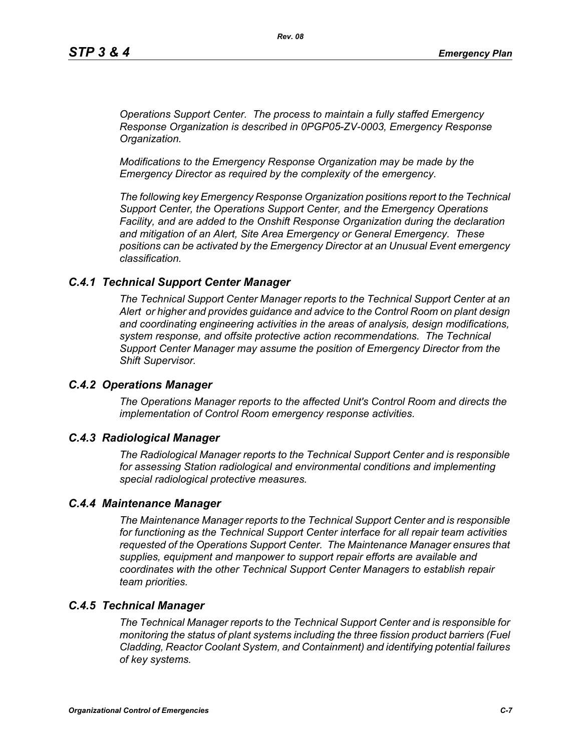*Operations Support Center. The process to maintain a fully staffed Emergency Response Organization is described in 0PGP05-ZV-0003, Emergency Response Organization.*

*Modifications to the Emergency Response Organization may be made by the Emergency Director as required by the complexity of the emergency.*

*The following key Emergency Response Organization positions report to the Technical Support Center, the Operations Support Center, and the Emergency Operations Facility, and are added to the Onshift Response Organization during the declaration and mitigation of an Alert, Site Area Emergency or General Emergency. These positions can be activated by the Emergency Director at an Unusual Event emergency classification.*

### *C.4.1 Technical Support Center Manager*

*The Technical Support Center Manager reports to the Technical Support Center at an Alert or higher and provides guidance and advice to the Control Room on plant design and coordinating engineering activities in the areas of analysis, design modifications, system response, and offsite protective action recommendations. The Technical Support Center Manager may assume the position of Emergency Director from the Shift Supervisor.*

### *C.4.2 Operations Manager*

*The Operations Manager reports to the affected Unit's Control Room and directs the implementation of Control Room emergency response activities.*

### *C.4.3 Radiological Manager*

*The Radiological Manager reports to the Technical Support Center and is responsible for assessing Station radiological and environmental conditions and implementing special radiological protective measures.*

### *C.4.4 Maintenance Manager*

*The Maintenance Manager reports to the Technical Support Center and is responsible for functioning as the Technical Support Center interface for all repair team activities requested of the Operations Support Center. The Maintenance Manager ensures that supplies, equipment and manpower to support repair efforts are available and coordinates with the other Technical Support Center Managers to establish repair team priorities.*

### *C.4.5 Technical Manager*

*The Technical Manager reports to the Technical Support Center and is responsible for monitoring the status of plant systems including the three fission product barriers (Fuel Cladding, Reactor Coolant System, and Containment) and identifying potential failures of key systems.*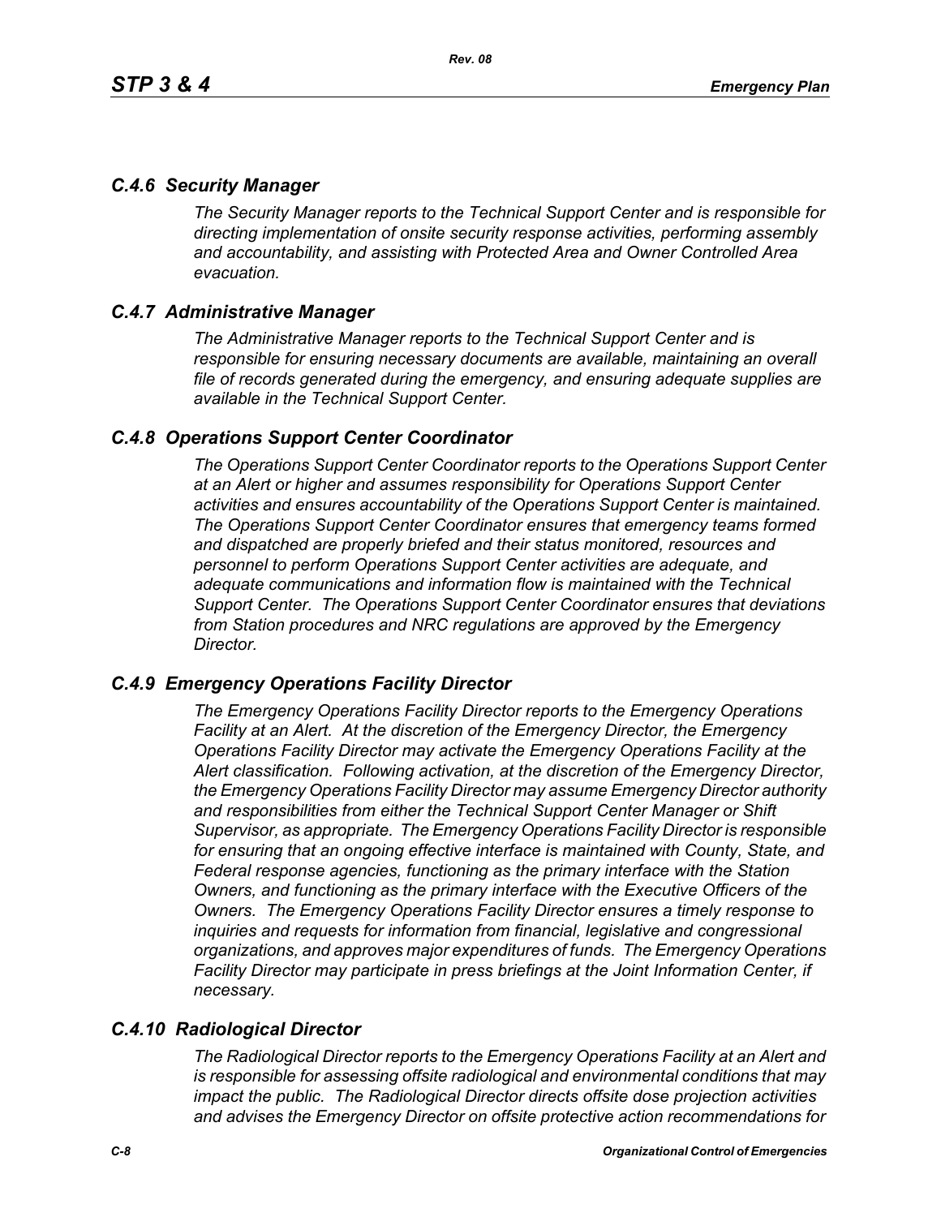## *C.4.6 Security Manager*

*The Security Manager reports to the Technical Support Center and is responsible for directing implementation of onsite security response activities, performing assembly and accountability, and assisting with Protected Area and Owner Controlled Area evacuation.*

## *C.4.7 Administrative Manager*

*The Administrative Manager reports to the Technical Support Center and is responsible for ensuring necessary documents are available, maintaining an overall file of records generated during the emergency, and ensuring adequate supplies are available in the Technical Support Center.*

## *C.4.8 Operations Support Center Coordinator*

*The Operations Support Center Coordinator reports to the Operations Support Center at an Alert or higher and assumes responsibility for Operations Support Center activities and ensures accountability of the Operations Support Center is maintained. The Operations Support Center Coordinator ensures that emergency teams formed and dispatched are properly briefed and their status monitored, resources and personnel to perform Operations Support Center activities are adequate, and adequate communications and information flow is maintained with the Technical Support Center. The Operations Support Center Coordinator ensures that deviations from Station procedures and NRC regulations are approved by the Emergency Director.*

## *C.4.9 Emergency Operations Facility Director*

*The Emergency Operations Facility Director reports to the Emergency Operations Facility at an Alert. At the discretion of the Emergency Director, the Emergency Operations Facility Director may activate the Emergency Operations Facility at the Alert classification. Following activation, at the discretion of the Emergency Director, the Emergency Operations Facility Director may assume Emergency Director authority and responsibilities from either the Technical Support Center Manager or Shift Supervisor, as appropriate. The Emergency Operations Facility Director is responsible for ensuring that an ongoing effective interface is maintained with County, State, and Federal response agencies, functioning as the primary interface with the Station Owners, and functioning as the primary interface with the Executive Officers of the Owners. The Emergency Operations Facility Director ensures a timely response to inquiries and requests for information from financial, legislative and congressional organizations, and approves major expenditures of funds. The Emergency Operations Facility Director may participate in press briefings at the Joint Information Center, if necessary.*

## *C.4.10 Radiological Director*

*The Radiological Director reports to the Emergency Operations Facility at an Alert and is responsible for assessing offsite radiological and environmental conditions that may impact the public. The Radiological Director directs offsite dose projection activities and advises the Emergency Director on offsite protective action recommendations for*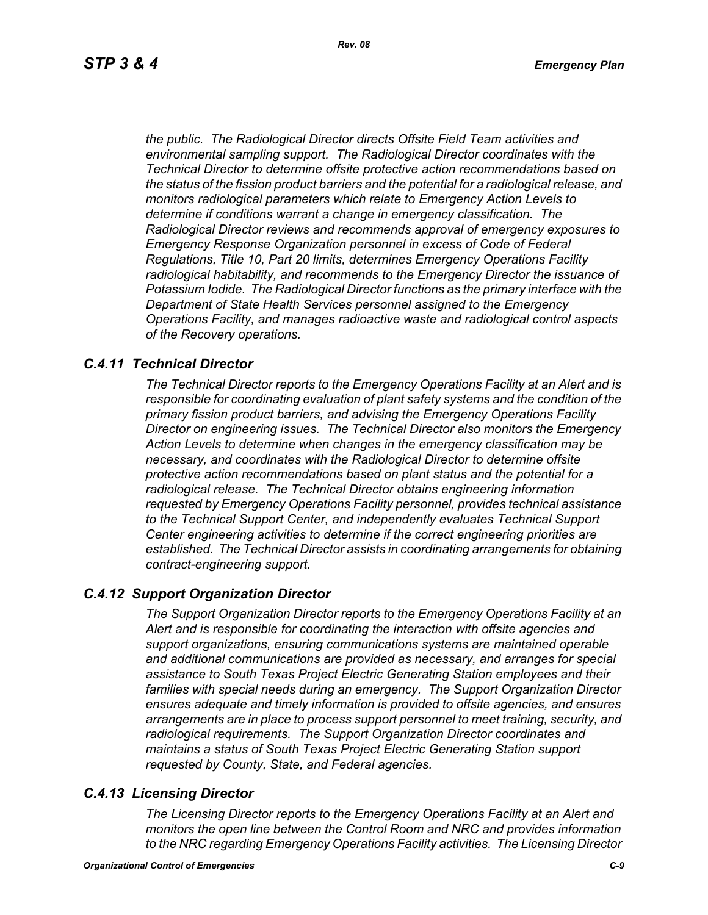*the public. The Radiological Director directs Offsite Field Team activities and environmental sampling support. The Radiological Director coordinates with the Technical Director to determine offsite protective action recommendations based on the status of the fission product barriers and the potential for a radiological release, and monitors radiological parameters which relate to Emergency Action Levels to determine if conditions warrant a change in emergency classification. The Radiological Director reviews and recommends approval of emergency exposures to Emergency Response Organization personnel in excess of Code of Federal Regulations, Title 10, Part 20 limits, determines Emergency Operations Facility radiological habitability, and recommends to the Emergency Director the issuance of Potassium Iodide. The Radiological Director functions as the primary interface with the Department of State Health Services personnel assigned to the Emergency Operations Facility, and manages radioactive waste and radiological control aspects of the Recovery operations.*

### *C.4.11 Technical Director*

*The Technical Director reports to the Emergency Operations Facility at an Alert and is responsible for coordinating evaluation of plant safety systems and the condition of the primary fission product barriers, and advising the Emergency Operations Facility Director on engineering issues. The Technical Director also monitors the Emergency Action Levels to determine when changes in the emergency classification may be necessary, and coordinates with the Radiological Director to determine offsite protective action recommendations based on plant status and the potential for a radiological release. The Technical Director obtains engineering information requested by Emergency Operations Facility personnel, provides technical assistance to the Technical Support Center, and independently evaluates Technical Support Center engineering activities to determine if the correct engineering priorities are established. The Technical Director assists in coordinating arrangements for obtaining contract-engineering support.*

### *C.4.12 Support Organization Director*

*The Support Organization Director reports to the Emergency Operations Facility at an Alert and is responsible for coordinating the interaction with offsite agencies and support organizations, ensuring communications systems are maintained operable and additional communications are provided as necessary, and arranges for special assistance to South Texas Project Electric Generating Station employees and their families with special needs during an emergency. The Support Organization Director ensures adequate and timely information is provided to offsite agencies, and ensures arrangements are in place to process support personnel to meet training, security, and radiological requirements. The Support Organization Director coordinates and maintains a status of South Texas Project Electric Generating Station support requested by County, State, and Federal agencies.*

### *C.4.13 Licensing Director*

*The Licensing Director reports to the Emergency Operations Facility at an Alert and monitors the open line between the Control Room and NRC and provides information to the NRC regarding Emergency Operations Facility activities. The Licensing Director*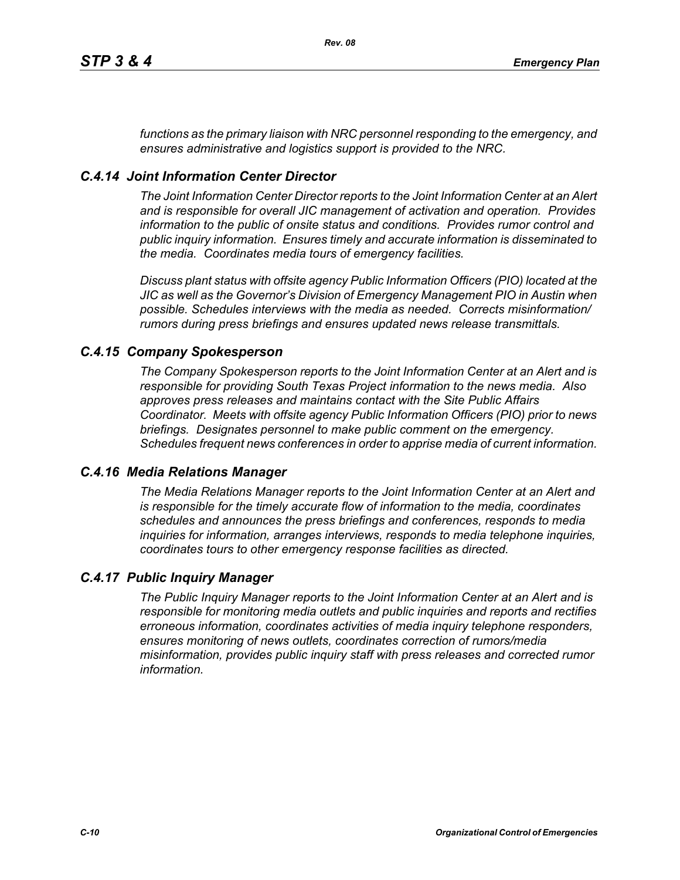*functions as the primary liaison with NRC personnel responding to the emergency, and ensures administrative and logistics support is provided to the NRC.*

### *C.4.14 Joint Information Center Director*

*The Joint Information Center Director reports to the Joint Information Center at an Alert and is responsible for overall JIC management of activation and operation. Provides information to the public of onsite status and conditions. Provides rumor control and public inquiry information. Ensures timely and accurate information is disseminated to the media. Coordinates media tours of emergency facilities.*

*Discuss plant status with offsite agency Public Information Officers (PIO) located at the JIC as well as the Governor's Division of Emergency Management PIO in Austin when possible. Schedules interviews with the media as needed. Corrects misinformation/ rumors during press briefings and ensures updated news release transmittals.*

### *C.4.15 Company Spokesperson*

*The Company Spokesperson reports to the Joint Information Center at an Alert and is responsible for providing South Texas Project information to the news media. Also approves press releases and maintains contact with the Site Public Affairs Coordinator. Meets with offsite agency Public Information Officers (PIO) prior to news briefings. Designates personnel to make public comment on the emergency. Schedules frequent news conferences in order to apprise media of current information.*

### *C.4.16 Media Relations Manager*

*The Media Relations Manager reports to the Joint Information Center at an Alert and is responsible for the timely accurate flow of information to the media, coordinates schedules and announces the press briefings and conferences, responds to media inquiries for information, arranges interviews, responds to media telephone inquiries, coordinates tours to other emergency response facilities as directed.*

### *C.4.17 Public Inquiry Manager*

*The Public Inquiry Manager reports to the Joint Information Center at an Alert and is responsible for monitoring media outlets and public inquiries and reports and rectifies erroneous information, coordinates activities of media inquiry telephone responders, ensures monitoring of news outlets, coordinates correction of rumors/media misinformation, provides public inquiry staff with press releases and corrected rumor information.*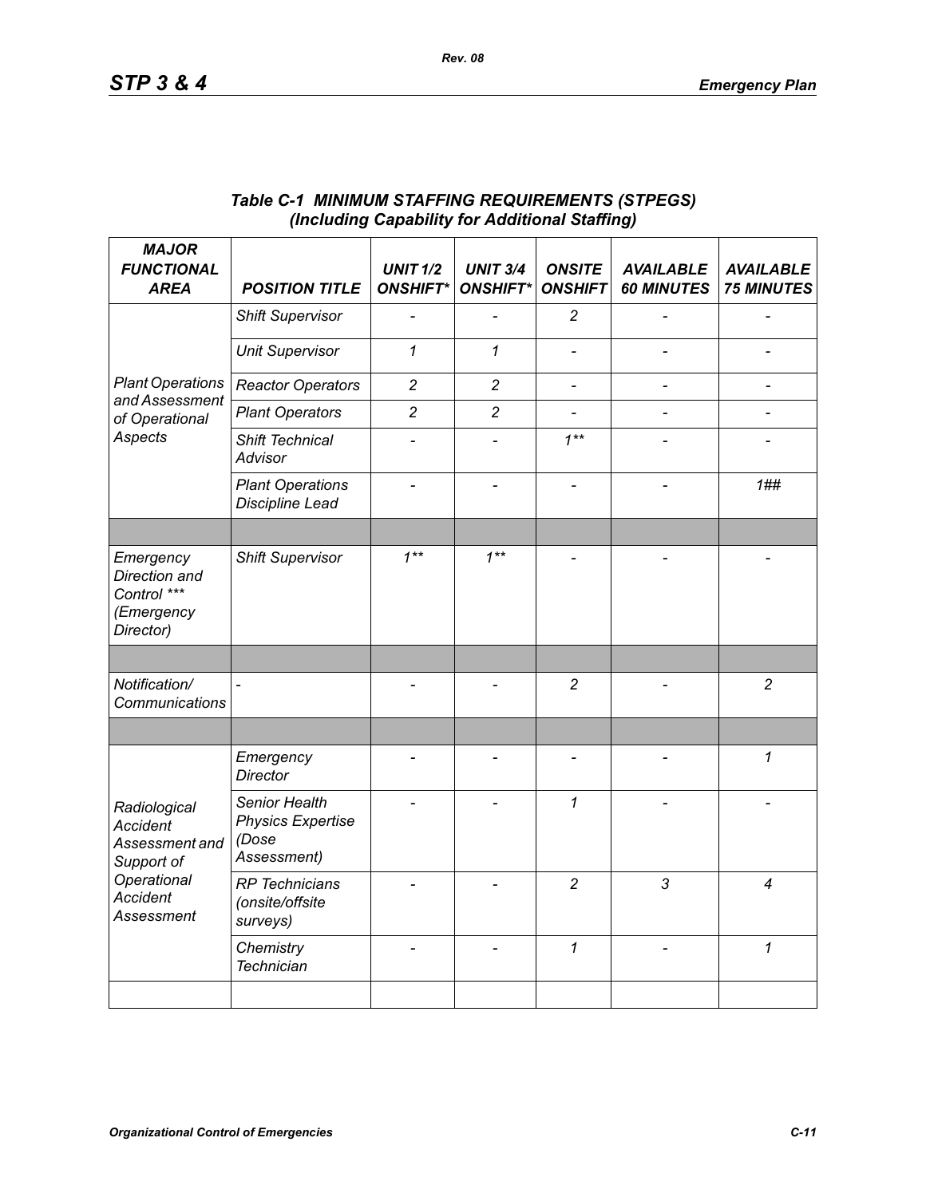### *Table C-1 MINIMUM STAFFING REQUIREMENTS (STPEGS)*
### *(Including Capability for Additional Staffing)*

| *MAJOR FUNCTIONAL AREA* | *POSITION TITLE* | *UNIT 1/2 ONSHIFT** | *UNIT 3/4 ONSHIFT** | *ONSITE ONSHIFT* | *AVAILABLE 60 MINUTES* | *AVAILABLE 75 MINUTES* |
|---|---|---|---|---|---|---|
| *Plant Operations and Assessment of Operational Aspects* | *Shift Supervisor* | - | - | *2* | - | - |
| | *Unit Supervisor* | *1* | *1* | - | - | - |
| | *Reactor Operators* | *2* | *2* | - | - | - |
| | *Plant Operators* | *2* | *2* | - | - | - |
| | *Shift Technical Advisor* | - | - | *1*** | - | - |
| | *Plant Operations Discipline Lead* | - | - | - | - | *1##* |
| | | | | | | |
| *Emergency Direction and Control *** (Emergency Director)* | *Shift Supervisor* | *1*** | *1*** | - | - | - |
| | | | | | | |
| *Notification/ Communications* | - | - | - | *2* | - | *2* |
| | | | | | | |
| *Radiological Accident Assessment and Support of Operational Accident Assessment* | *Emergency Director* | - | - | - | - | *1* |
| | *Senior Health Physics Expertise (Dose Assessment)* | - | - | *1* | - | - |
| | *RP Technicians (onsite/offsite surveys)* | - | - | *2* | *3* | *4* |
| | *Chemistry Technician* | - | - | *1* | - | *1* |
| | | | | | | |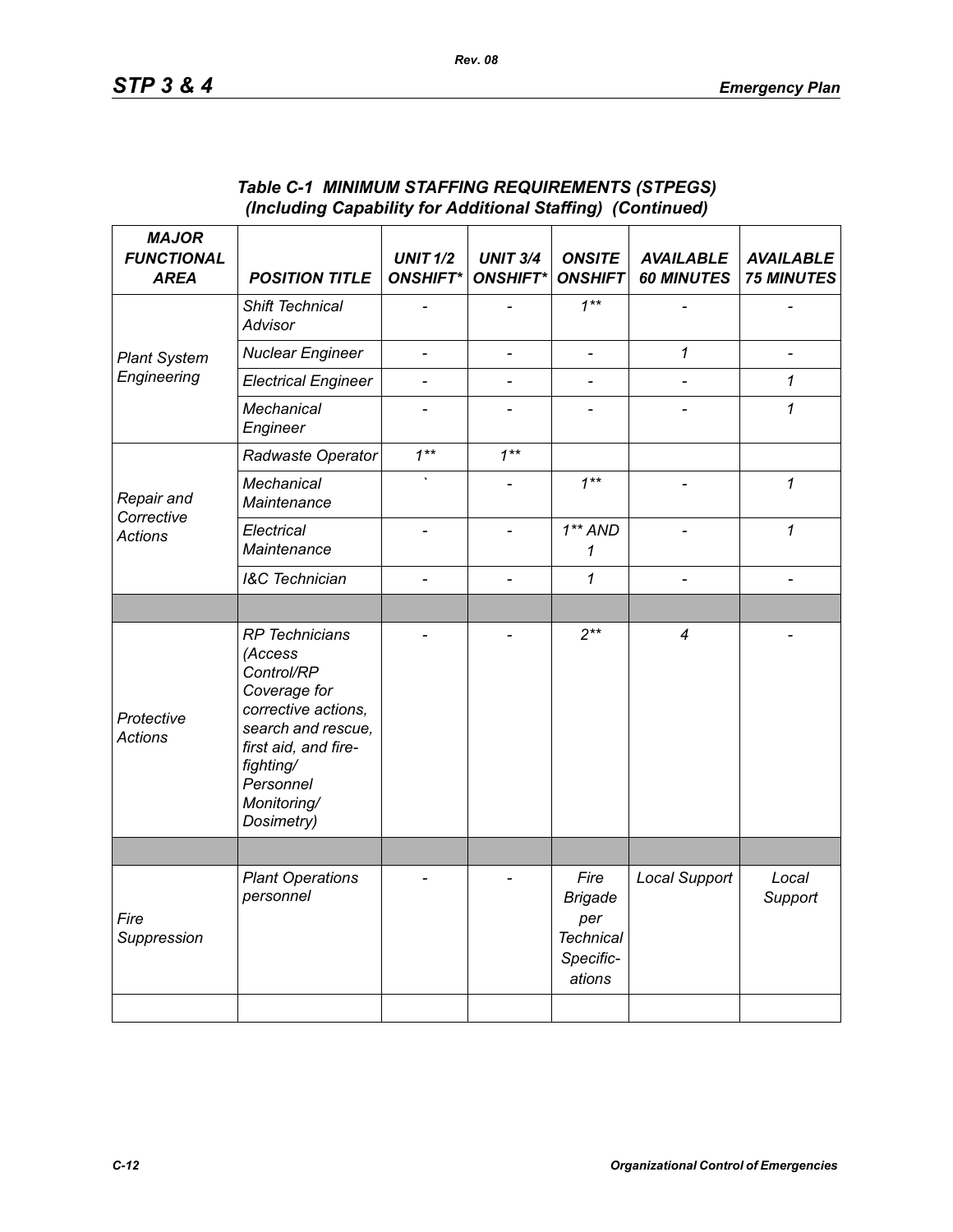**Table C-1 MINIMUM STAFFING REQUIREMENTS (STPEGS)**
**(Including Capability for Additional Staffing) (Continued)**

| MAJOR FUNCTIONAL AREA | POSITION TITLE | UNIT 1/2 ONSHIFT* | UNIT 3/4 ONSHIFT* | ONSITE ONSHIFT | AVAILABLE 60 MINUTES | AVAILABLE 75 MINUTES |
|---|---|---|---|---|---|---|
| Plant System Engineering | Shift Technical Advisor | - | - | 1** | - | - |
| | Nuclear Engineer | - | - | - | 1 | - |
| | Electrical Engineer | - | - | - | - | 1 |
| | Mechanical Engineer | - | - | - | - | 1 |
| Repair and Corrective Actions | Radwaste Operator | 1** | 1** | | | |
| | Mechanical Maintenance | ` | - | 1** | - | 1 |
| | Electrical Maintenance | - | - | 1** AND 1 | - | 1 |
| | I&C Technician | - | - | 1 | - | - |
| | | | | | | |
| Protective Actions | RP Technicians (Access Control/RP Coverage for corrective actions, search and rescue, first aid, and fire-fighting/ Personnel Monitoring/ Dosimetry) | - | - | 2** | 4 | - |
| | | | | | | |
| Fire Suppression | Plant Operations personnel | - | - | Fire Brigade per Technical Specifications | Local Support | Local Support |
| | | | | | | |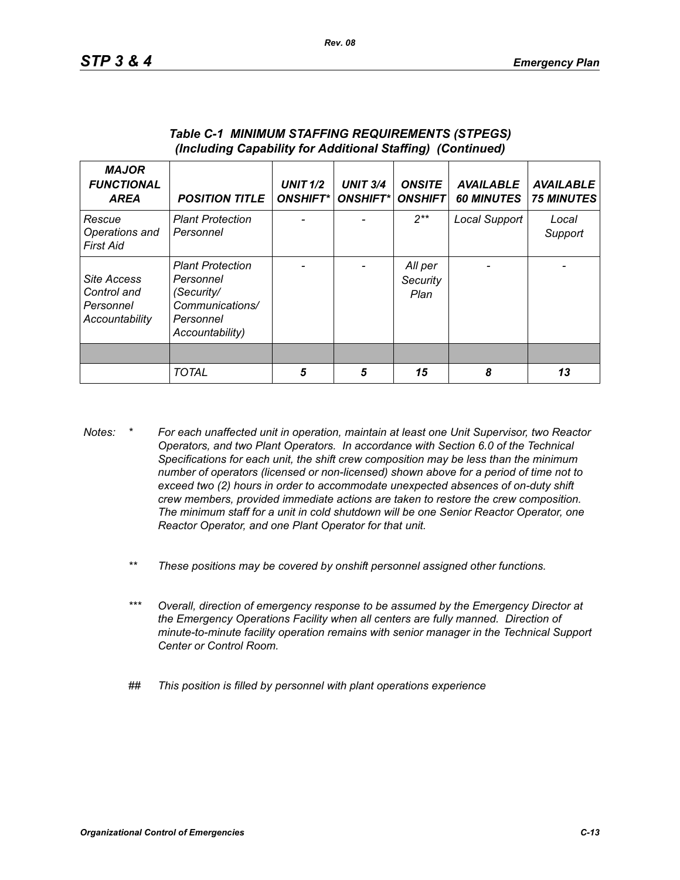### *Table C-1 MINIMUM STAFFING REQUIREMENTS (STPEGS) (Including Capability for Additional Staffing) (Continued)*

| *MAJOR FUNCTIONAL AREA* | *POSITION TITLE* | *UNIT 1/2 ONSHIFT** | *UNIT 3/4 ONSHIFT** | *ONSITE ONSHIFT* | *AVAILABLE 60 MINUTES* | *AVAILABLE 75 MINUTES* |
|---|---|---|---|---|---|---|
| *Rescue Operations and First Aid* | *Plant Protection Personnel* | - | - | *2*** | *Local Support* | *Local Support* |
| *Site Access Control and Personnel Accountability* | *Plant Protection Personnel (Security/ Communications/ Personnel Accountability)* | - | - | *All per Security Plan* | - | - |
| | | | | | | |
| | *TOTAL* | ***5*** | ***5*** | ***15*** | ***8*** | ***13*** |

*Notes: \* For each unaffected unit in operation, maintain at least one Unit Supervisor, two Reactor Operators, and two Plant Operators. In accordance with Section 6.0 of the Technical Specifications for each unit, the shift crew composition may be less than the minimum number of operators (licensed or non-licensed) shown above for a period of time not to exceed two (2) hours in order to accommodate unexpected absences of on-duty shift crew members, provided immediate actions are taken to restore the crew composition. The minimum staff for a unit in cold shutdown will be one Senior Reactor Operator, one Reactor Operator, and one Plant Operator for that unit.*

*\*\* These positions may be covered by onshift personnel assigned other functions.*

*\*\*\* Overall, direction of emergency response to be assumed by the Emergency Director at the Emergency Operations Facility when all centers are fully manned. Direction of minute-to-minute facility operation remains with senior manager in the Technical Support Center or Control Room.*

*## This position is filled by personnel with plant operations experience*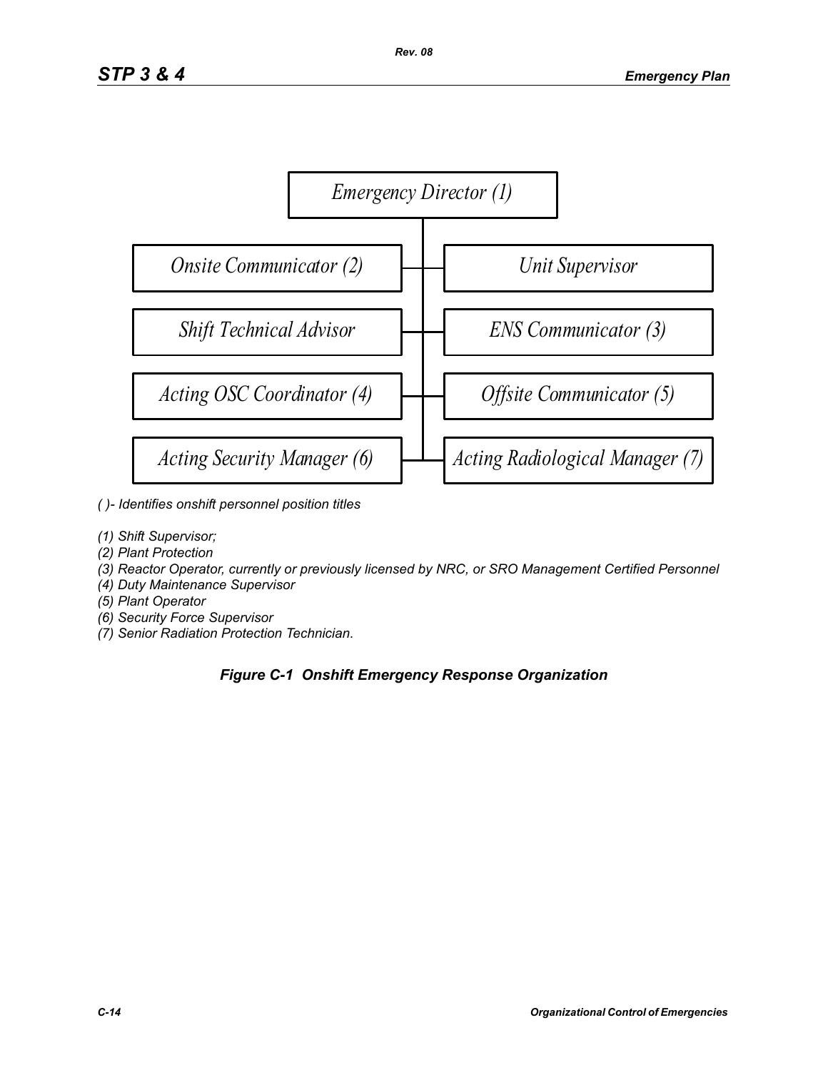Emergency Director (1)

Onsite Communicator (2)

Unit Supervisor

Shift Technical Advisor

ENS Communicator (3)

Acting OSC Coordinator (4)

Offsite Communicator (5)

Acting Security Manager (6)

Acting Radiological Manager (7)

*( )- Identifies onshift personnel position titles*

*(1) Shift Supervisor;*
*(2) Plant Protection*
*(3) Reactor Operator, currently or previously licensed by NRC, or SRO Management Certified Personnel*
*(4) Duty Maintenance Supervisor*
*(5) Plant Operator*
*(6) Security Force Supervisor*
*(7) Senior Radiation Protection Technician.*

***Figure C-1 Onshift Emergency Response Organization***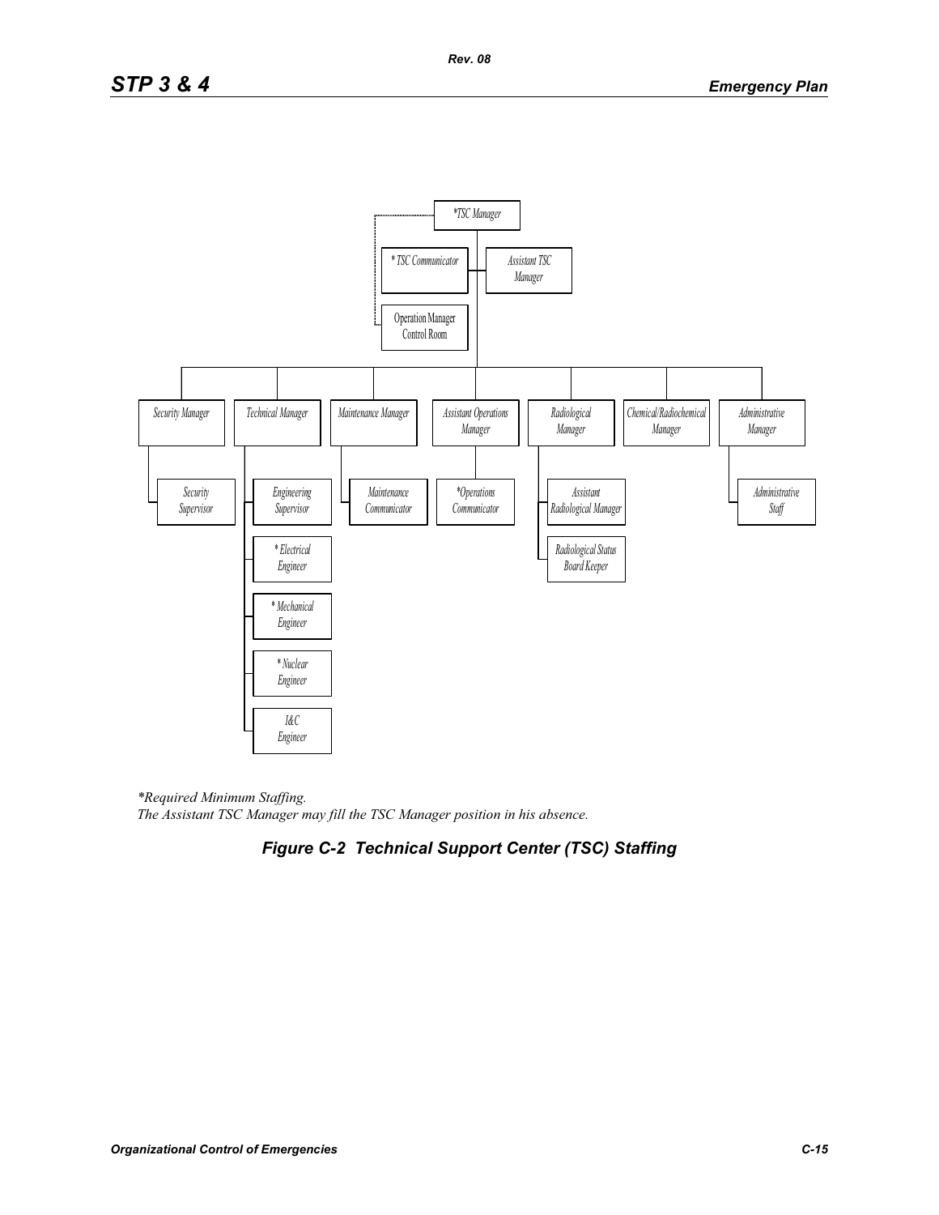- *TSC Manager
  - * TSC Communicator
  - Assistant TSC Manager
  - Operation Manager Control Room
  - Security Manager
    - Security Supervisor
  - Technical Manager
    - Engineering Supervisor
    - * Electrical Engineer
    - * Mechanical Engineer
    - * Nuclear Engineer
    - I&C Engineer
  - Maintenance Manager
    - Maintenance Communicator
  - Assistant Operations Manager
    - *Operations Communicator
  - Radiological Manager
    - Assistant Radiological Manager
    - Radiological Status Board Keeper
  - Chemical/Radiochemical Manager
  - Administrative Manager
    - Administrative Staff

*\*Required Minimum Staffing.*
*The Assistant TSC Manager may fill the TSC Manager position in his absence.*

***Figure C-2 Technical Support Center (TSC) Staffing***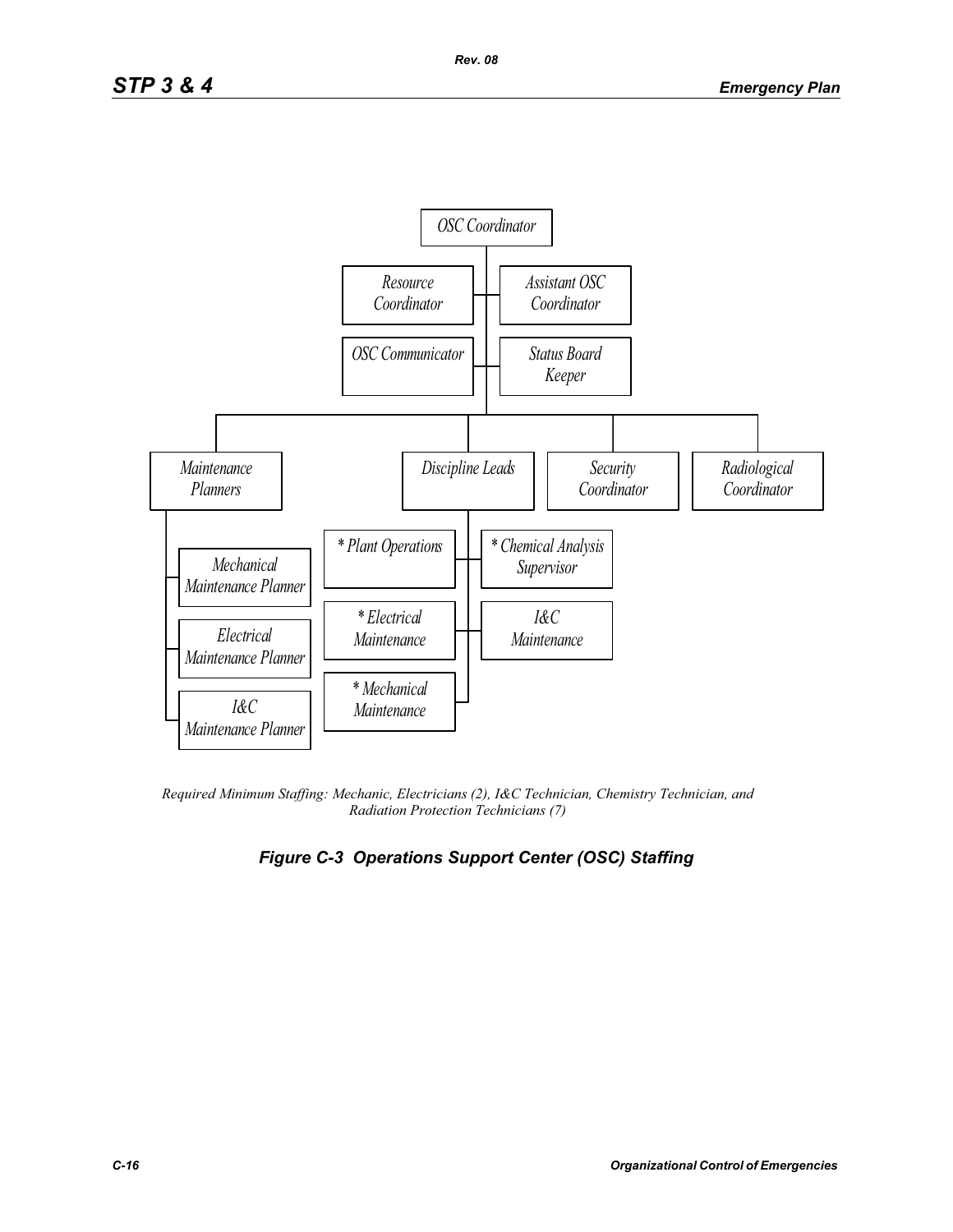OSC Coordinator

- Resource Coordinator
- Assistant OSC Coordinator
- OSC Communicator
- Status Board Keeper

- Maintenance Planners
  - Mechanical Maintenance Planner
  - Electrical Maintenance Planner
  - I&C Maintenance Planner
- Discipline Leads
  - * Plant Operations
  - * Chemical Analysis Supervisor
  - * Electrical Maintenance
  - I&C Maintenance
  - * Mechanical Maintenance
- Security Coordinator
- Radiological Coordinator

*Required Minimum Staffing: Mechanic, Electricians (2), I&C Technician, Chemistry Technician, and Radiation Protection Technicians (7)*

**Figure C-3 Operations Support Center (OSC) Staffing**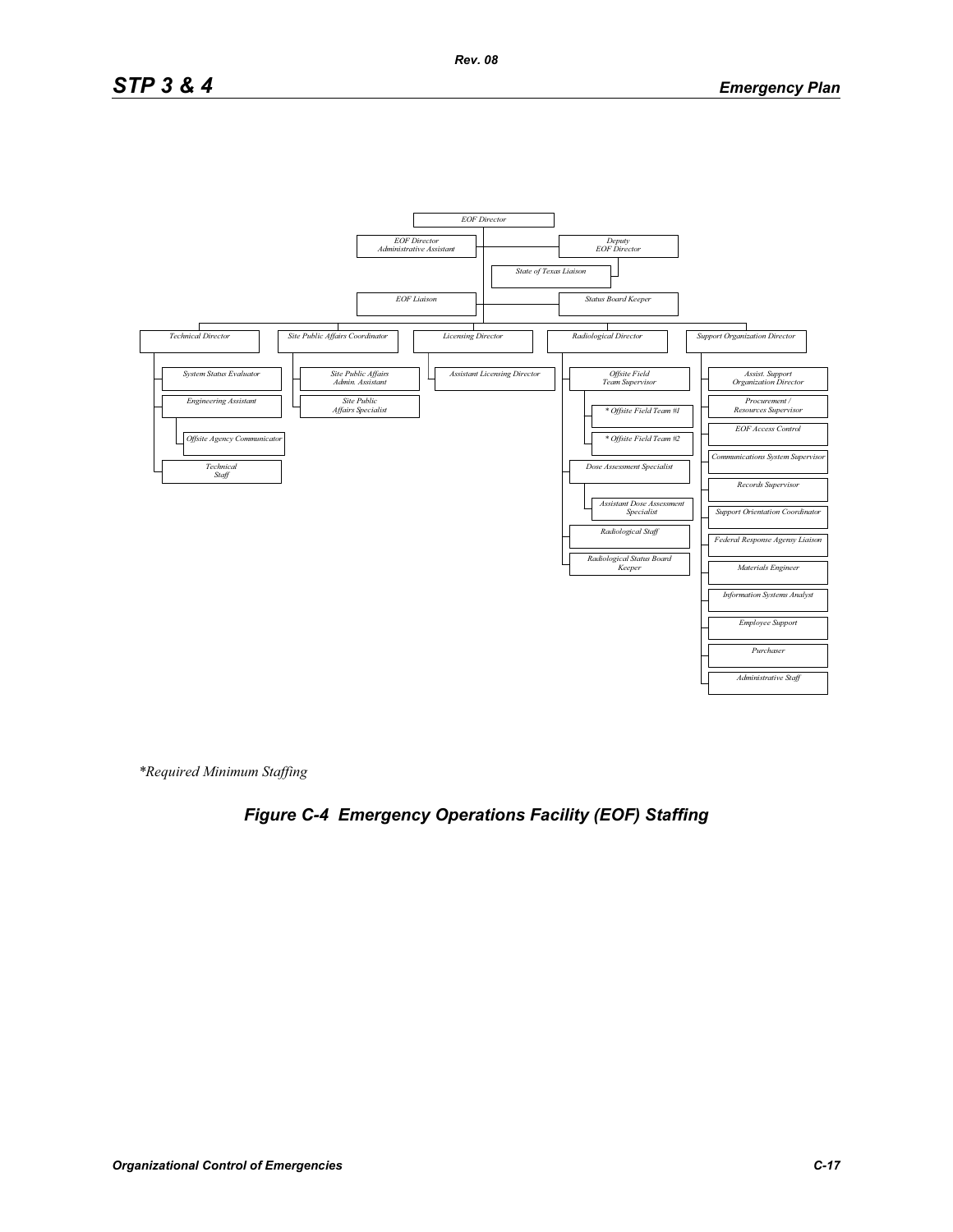EOF Director

- EOF Director Administrative Assistant
- Deputy EOF Director
  - State of Texas Liaison
- EOF Liaison
- Status Board Keeper

- Technical Director
  - System Status Evaluator
  - Engineering Assistant
    - Offsite Agency Communicator
  - Technical Staff
- Site Public Affairs Coordinator
  - Site Public Affairs Admin. Assistant
  - Site Public Affairs Specialist
- Licensing Director
  - Assistant Licensing Director
- Radiological Director
  - Offsite Field Team Supervisor
    - * Offsite Field Team #1
    - * Offsite Field Team #2
  - Dose Assessment Specialist
    - Assistant Dose Assessment Specialist
  - Radiological Staff
  - Radiological Status Board Keeper
- Support Organization Director
  - Assist. Support Organization Director
  - Procurement / Resources Supervisor
  - EOF Access Control
  - Communications System Supervisor
  - Records Supervisor
  - Support Orientation Coordinator
  - Federal Response Agency Liaison
  - Materials Engineer
  - Information Systems Analyst
  - Employee Support
  - Purchaser
  - Administrative Staff

*Required Minimum Staffing

**Figure C-4 Emergency Operations Facility (EOF) Staffing**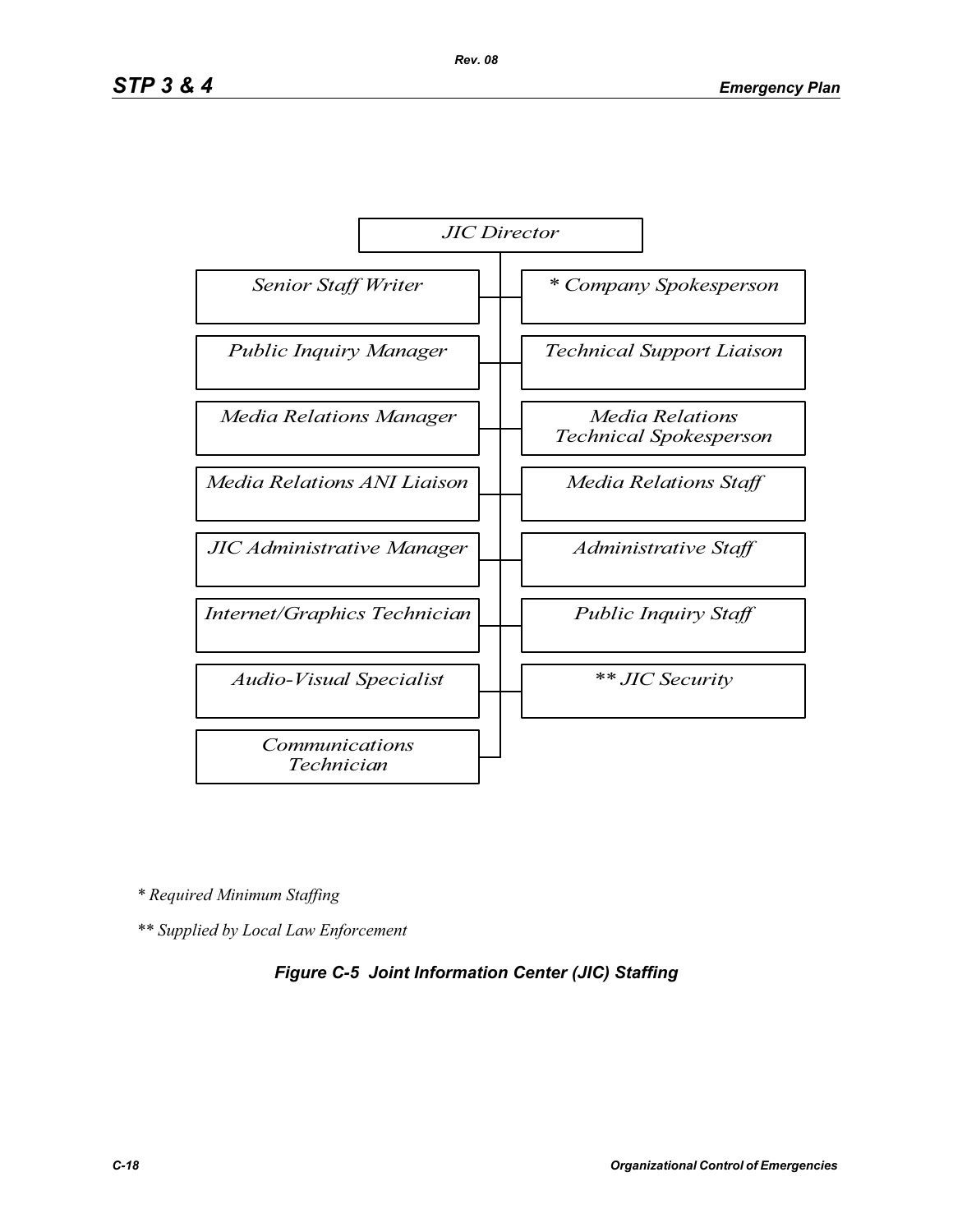JIC Director

| | |
|---|---|
| Senior Staff Writer | * Company Spokesperson |
| Public Inquiry Manager | Technical Support Liaison |
| Media Relations Manager | Media Relations Technical Spokesperson |
| Media Relations ANI Liaison | Media Relations Staff |
| JIC Administrative Manager | Administrative Staff |
| Internet/Graphics Technician | Public Inquiry Staff |
| Audio-Visual Specialist | ** JIC Security |
| Communications Technician | |

*\* Required Minimum Staffing*

*\*\* Supplied by Local Law Enforcement*

***Figure C-5 Joint Information Center (JIC) Staffing***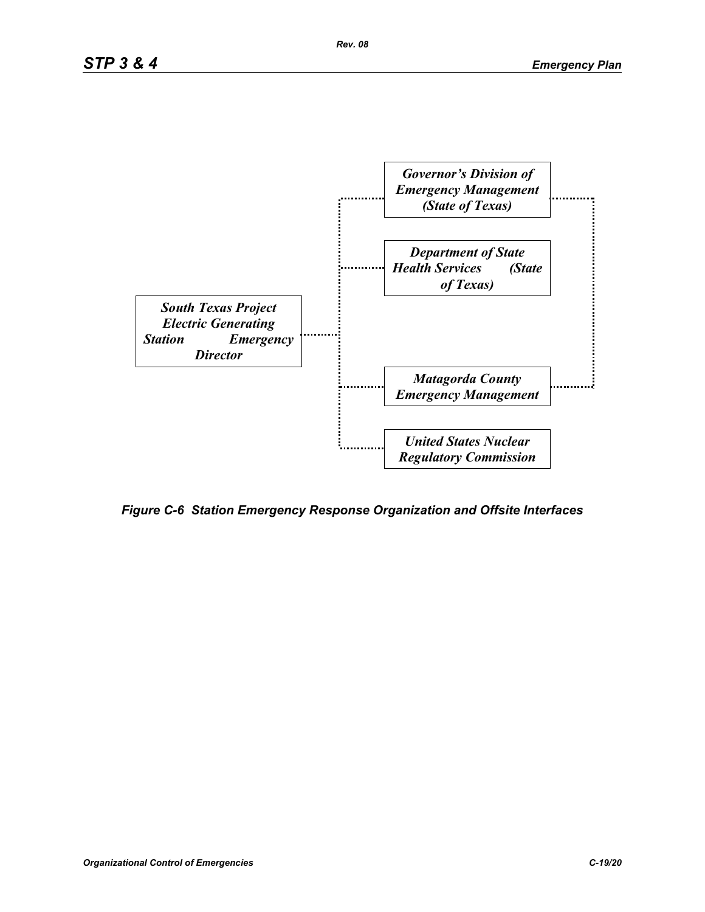South Texas Project Electric Generating Station Emergency Director

Governor's Division of Emergency Management (State of Texas)

Department of State Health Services (State of Texas)

Matagorda County Emergency Management

United States Nuclear Regulatory Commission

*Figure C-6 Station Emergency Response Organization and Offsite Interfaces*